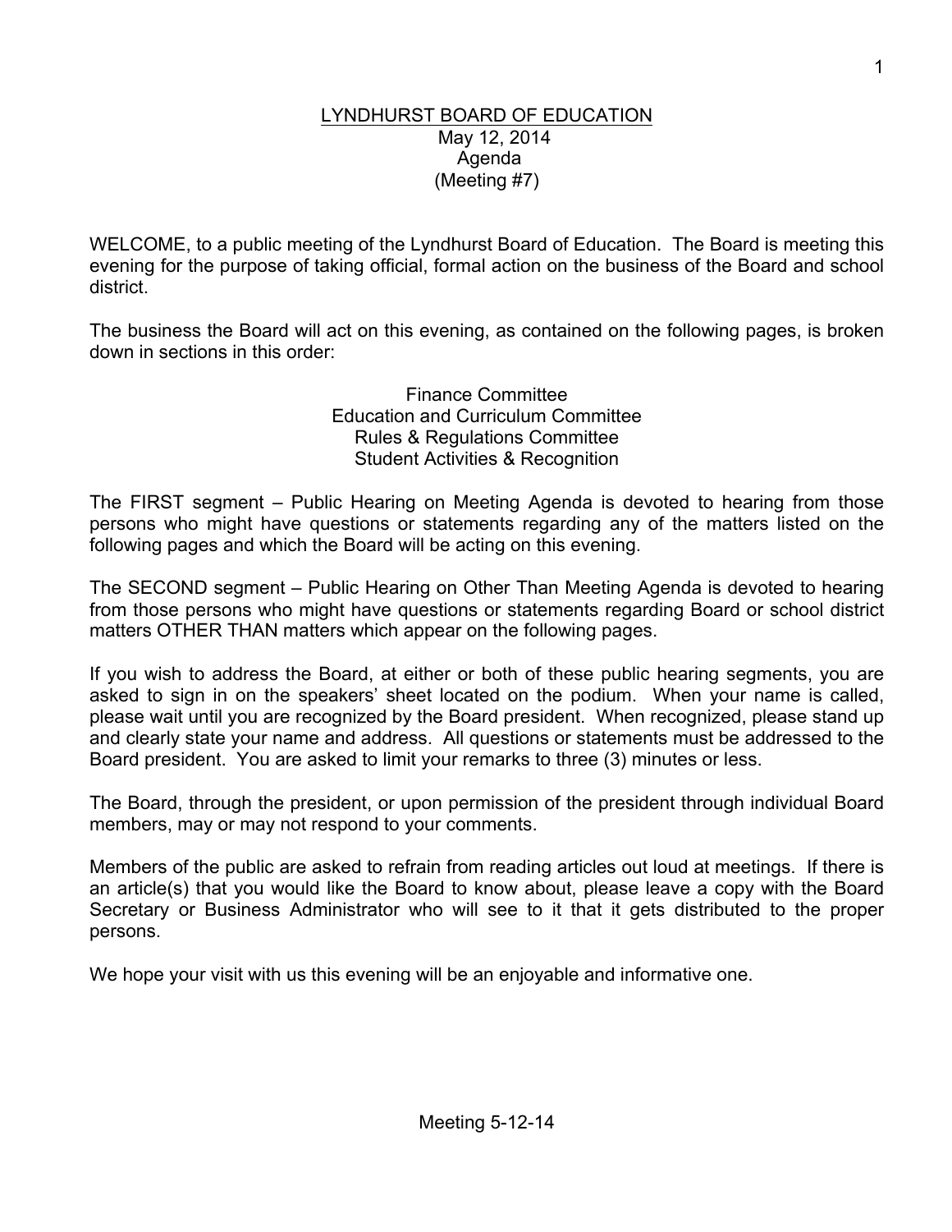# LYNDHURST BOARD OF EDUCATION

May 12, 2014
Agenda
(Meeting #7)

WELCOME, to a public meeting of the Lyndhurst Board of Education. The Board is meeting this evening for the purpose of taking official, formal action on the business of the Board and school district.

The business the Board will act on this evening, as contained on the following pages, is broken down in sections in this order:

Finance Committee
Education and Curriculum Committee
Rules & Regulations Committee
Student Activities & Recognition

The FIRST segment – Public Hearing on Meeting Agenda is devoted to hearing from those persons who might have questions or statements regarding any of the matters listed on the following pages and which the Board will be acting on this evening.

The SECOND segment – Public Hearing on Other Than Meeting Agenda is devoted to hearing from those persons who might have questions or statements regarding Board or school district matters OTHER THAN matters which appear on the following pages.

If you wish to address the Board, at either or both of these public hearing segments, you are asked to sign in on the speakers' sheet located on the podium. When your name is called, please wait until you are recognized by the Board president. When recognized, please stand up and clearly state your name and address. All questions or statements must be addressed to the Board president. You are asked to limit your remarks to three (3) minutes or less.

The Board, through the president, or upon permission of the president through individual Board members, may or may not respond to your comments.

Members of the public are asked to refrain from reading articles out loud at meetings. If there is an article(s) that you would like the Board to know about, please leave a copy with the Board Secretary or Business Administrator who will see to it that it gets distributed to the proper persons.

We hope your visit with us this evening will be an enjoyable and informative one.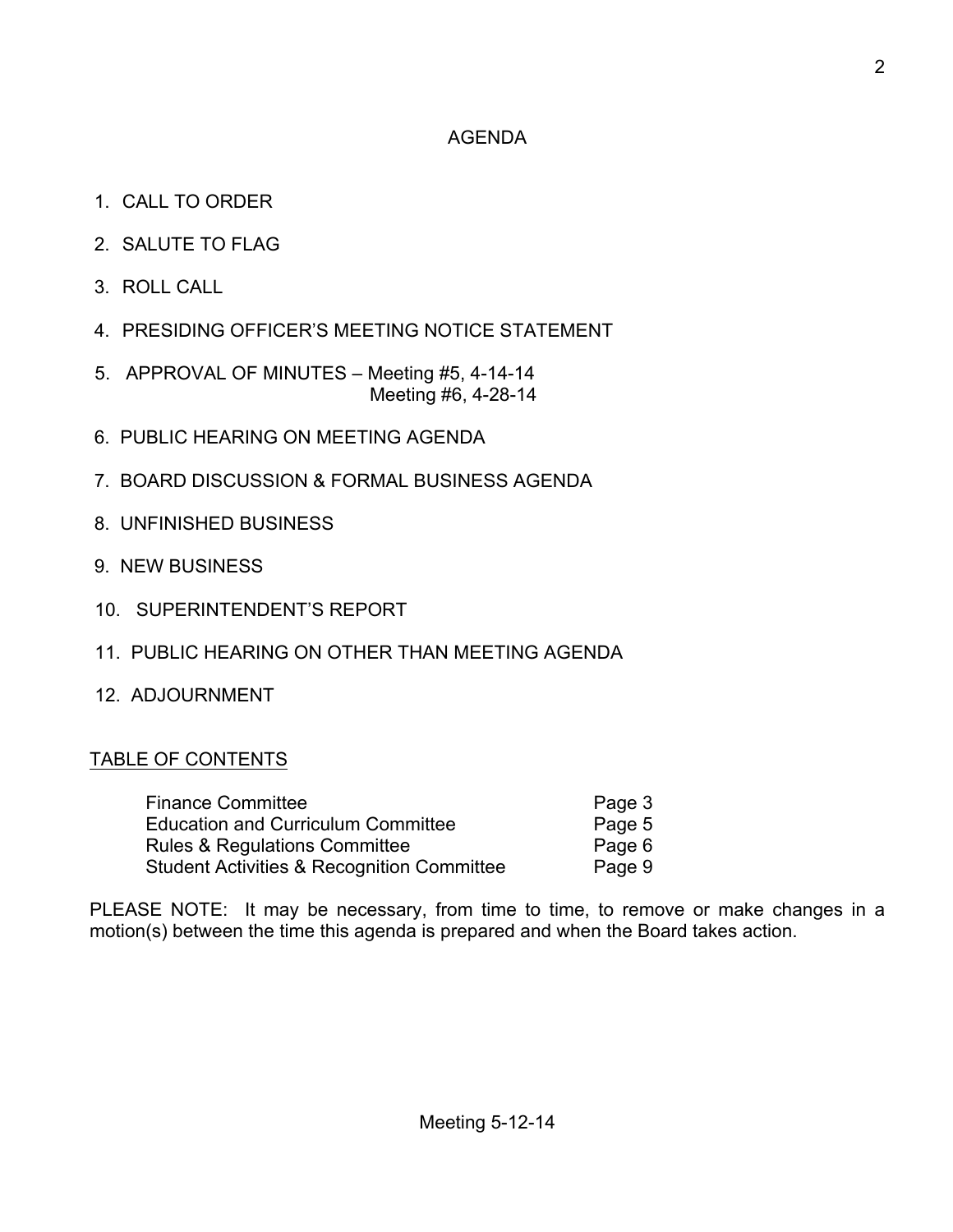# AGENDA

1. CALL TO ORDER
2. SALUTE TO FLAG
3. ROLL CALL
4. PRESIDING OFFICER'S MEETING NOTICE STATEMENT
5. APPROVAL OF MINUTES – Meeting #5, 4-14-14
   Meeting #6, 4-28-14
6. PUBLIC HEARING ON MEETING AGENDA
7. BOARD DISCUSSION & FORMAL BUSINESS AGENDA
8. UNFINISHED BUSINESS
9. NEW BUSINESS
10. SUPERINTENDENT'S REPORT
11. PUBLIC HEARING ON OTHER THAN MEETING AGENDA
12. ADJOURNMENT

## TABLE OF CONTENTS

| | |
|---|---|
| Finance Committee | Page 3 |
| Education and Curriculum Committee | Page 5 |
| Rules & Regulations Committee | Page 6 |
| Student Activities & Recognition Committee | Page 9 |

PLEASE NOTE: It may be necessary, from time to time, to remove or make changes in a motion(s) between the time this agenda is prepared and when the Board takes action.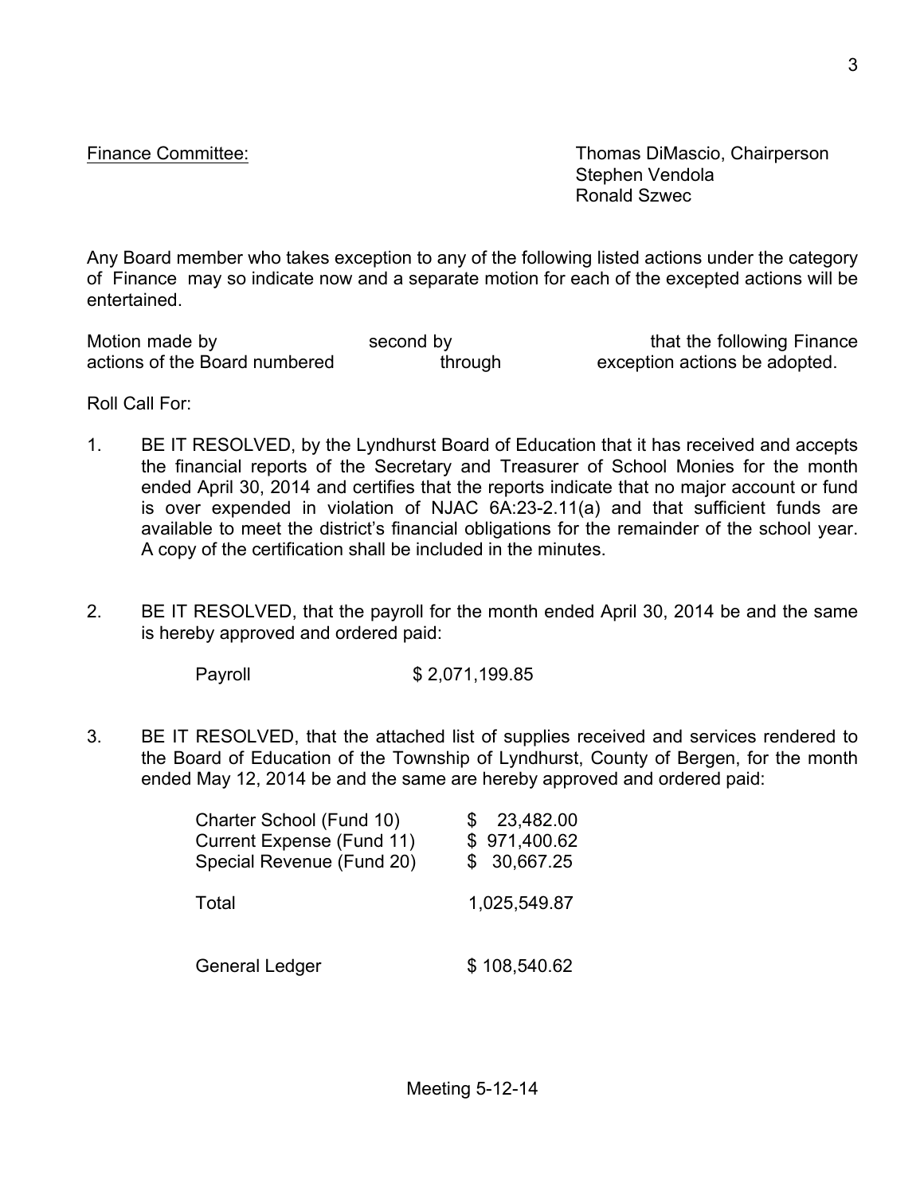Finance Committee: Thomas DiMascio, Chairperson
Stephen Vendola
Ronald Szwec

Any Board member who takes exception to any of the following listed actions under the category of Finance may so indicate now and a separate motion for each of the excepted actions will be entertained.

Motion made by second by that the following Finance actions of the Board numbered through exception actions be adopted.

Roll Call For:

1. BE IT RESOLVED, by the Lyndhurst Board of Education that it has received and accepts the financial reports of the Secretary and Treasurer of School Monies for the month ended April 30, 2014 and certifies that the reports indicate that no major account or fund is over expended in violation of NJAC 6A:23-2.11(a) and that sufficient funds are available to meet the district's financial obligations for the remainder of the school year. A copy of the certification shall be included in the minutes.

2. BE IT RESOLVED, that the payroll for the month ended April 30, 2014 be and the same is hereby approved and ordered paid:

| | |
|---|---|
| Payroll | $ 2,071,199.85 |

3. BE IT RESOLVED, that the attached list of supplies received and services rendered to the Board of Education of the Township of Lyndhurst, County of Bergen, for the month ended May 12, 2014 be and the same are hereby approved and ordered paid:

| | |
|---|---|
| Charter School (Fund 10) | $ 23,482.00 |
| Current Expense (Fund 11) | $ 971,400.62 |
| Special Revenue (Fund 20) | $ 30,667.25 |
| Total | 1,025,549.87 |
| General Ledger | $ 108,540.62 |

Meeting 5-12-14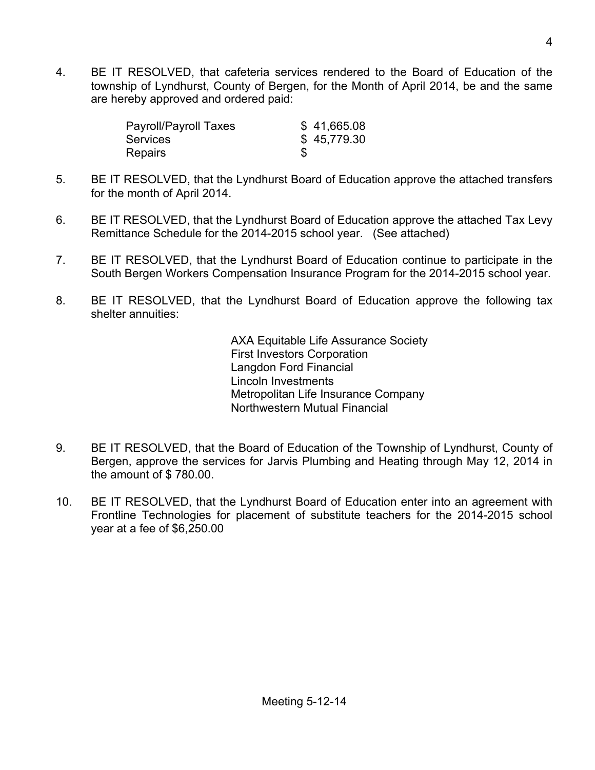4. BE IT RESOLVED, that cafeteria services rendered to the Board of Education of the township of Lyndhurst, County of Bergen, for the Month of April 2014, be and the same are hereby approved and ordered paid:

| | |
|---|---|
| Payroll/Payroll Taxes | $ 41,665.08 |
| Services | $ 45,779.30 |
| Repairs | $ |

5. BE IT RESOLVED, that the Lyndhurst Board of Education approve the attached transfers for the month of April 2014.

6. BE IT RESOLVED, that the Lyndhurst Board of Education approve the attached Tax Levy Remittance Schedule for the 2014-2015 school year. (See attached)

7. BE IT RESOLVED, that the Lyndhurst Board of Education continue to participate in the South Bergen Workers Compensation Insurance Program for the 2014-2015 school year.

8. BE IT RESOLVED, that the Lyndhurst Board of Education approve the following tax shelter annuities:

   AXA Equitable Life Assurance Society
   First Investors Corporation
   Langdon Ford Financial
   Lincoln Investments
   Metropolitan Life Insurance Company
   Northwestern Mutual Financial

9. BE IT RESOLVED, that the Board of Education of the Township of Lyndhurst, County of Bergen, approve the services for Jarvis Plumbing and Heating through May 12, 2014 in the amount of $ 780.00.

10. BE IT RESOLVED, that the Lyndhurst Board of Education enter into an agreement with Frontline Technologies for placement of substitute teachers for the 2014-2015 school year at a fee of $6,250.00

Meeting 5-12-14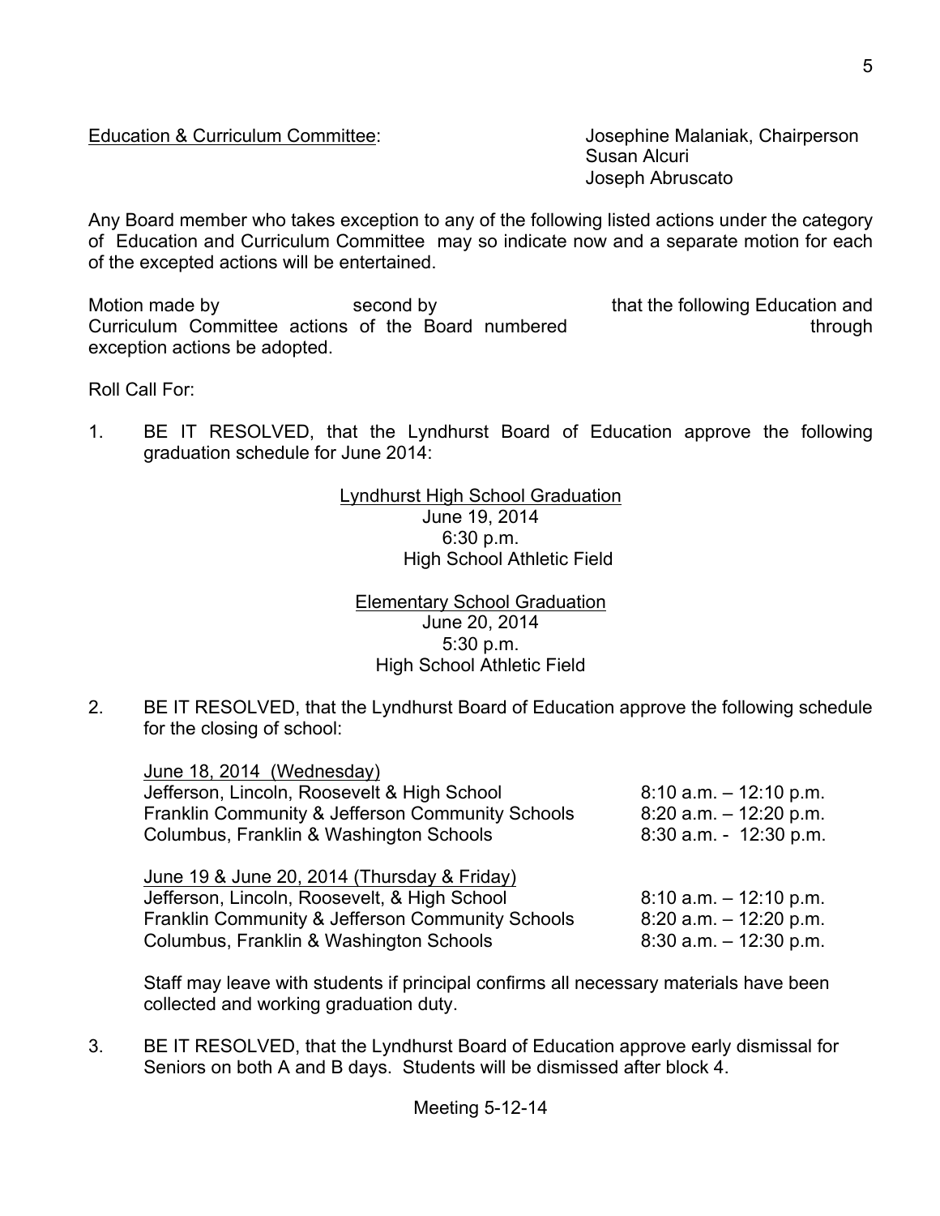Education & Curriculum Committee: Josephine Malaniak, Chairperson
Susan Alcuri
Joseph Abruscato

Any Board member who takes exception to any of the following listed actions under the category of Education and Curriculum Committee may so indicate now and a separate motion for each of the excepted actions will be entertained.

Motion made by second by that the following Education and Curriculum Committee actions of the Board numbered through exception actions be adopted.

Roll Call For:

1. BE IT RESOLVED, that the Lyndhurst Board of Education approve the following graduation schedule for June 2014:

   Lyndhurst High School Graduation
   June 19, 2014
   6:30 p.m.
   High School Athletic Field

   Elementary School Graduation
   June 20, 2014
   5:30 p.m.
   High School Athletic Field

2. BE IT RESOLVED, that the Lyndhurst Board of Education approve the following schedule for the closing of school:

   June 18, 2014 (Wednesday)

   | | |
   |---|---|
   | Jefferson, Lincoln, Roosevelt & High School | 8:10 a.m. – 12:10 p.m. |
   | Franklin Community & Jefferson Community Schools | 8:20 a.m. – 12:20 p.m. |
   | Columbus, Franklin & Washington Schools | 8:30 a.m. - 12:30 p.m. |

   June 19 & June 20, 2014 (Thursday & Friday)

   | | |
   |---|---|
   | Jefferson, Lincoln, Roosevelt, & High School | 8:10 a.m. – 12:10 p.m. |
   | Franklin Community & Jefferson Community Schools | 8:20 a.m. – 12:20 p.m. |
   | Columbus, Franklin & Washington Schools | 8:30 a.m. – 12:30 p.m. |

   Staff may leave with students if principal confirms all necessary materials have been collected and working graduation duty.

3. BE IT RESOLVED, that the Lyndhurst Board of Education approve early dismissal for Seniors on both A and B days. Students will be dismissed after block 4.

Meeting 5-12-14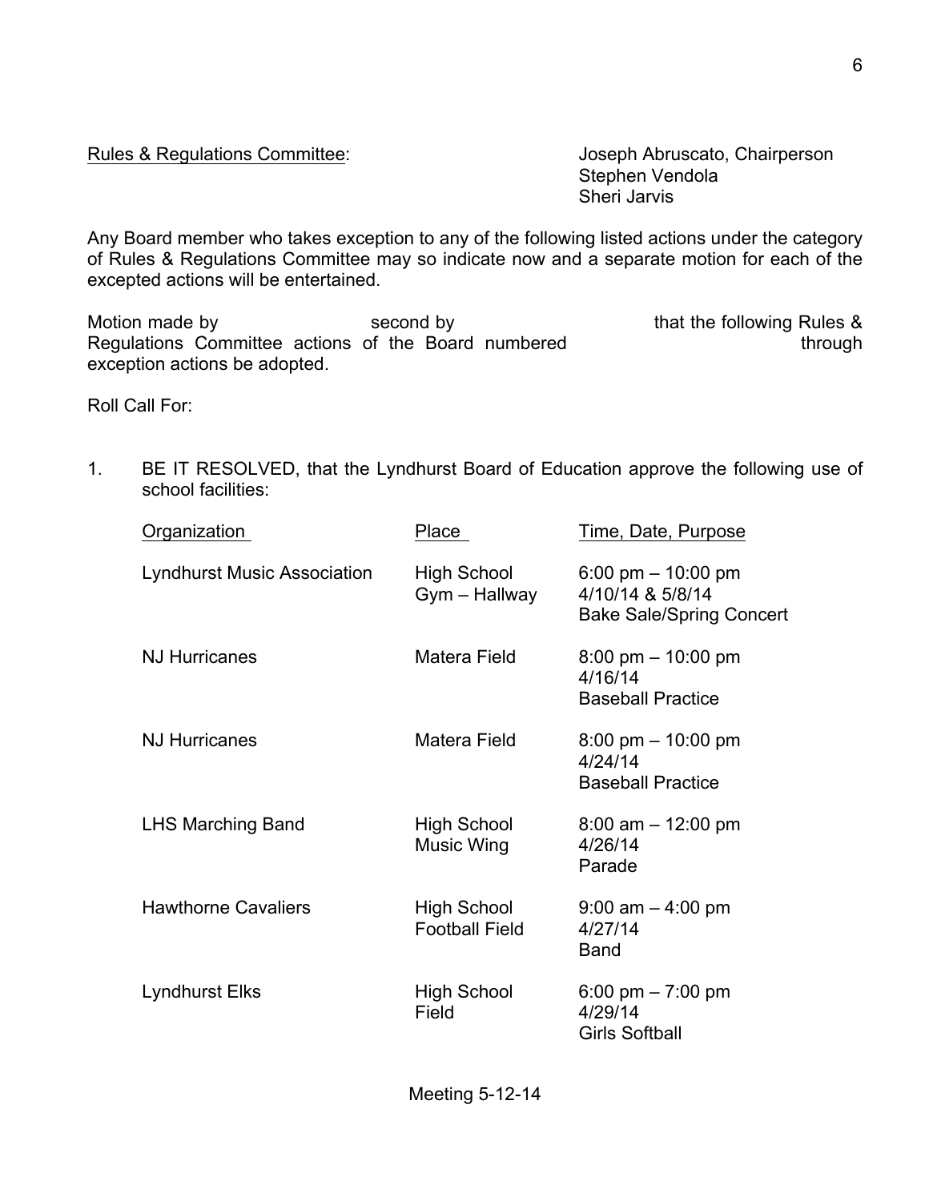Rules & Regulations Committee: Joseph Abruscato, Chairperson
Stephen Vendola
Sheri Jarvis

Any Board member who takes exception to any of the following listed actions under the category of Rules & Regulations Committee may so indicate now and a separate motion for each of the excepted actions will be entertained.

Motion made by second by that the following Rules & Regulations Committee actions of the Board numbered through exception actions be adopted.

Roll Call For:

1. BE IT RESOLVED, that the Lyndhurst Board of Education approve the following use of school facilities:

| Organization | Place | Time, Date, Purpose |
|---|---|---|
| Lyndhurst Music Association | High School Gym – Hallway | 6:00 pm – 10:00 pm 4/10/14 & 5/8/14 Bake Sale/Spring Concert |
| NJ Hurricanes | Matera Field | 8:00 pm – 10:00 pm 4/16/14 Baseball Practice |
| NJ Hurricanes | Matera Field | 8:00 pm – 10:00 pm 4/24/14 Baseball Practice |
| LHS Marching Band | High School Music Wing | 8:00 am – 12:00 pm 4/26/14 Parade |
| Hawthorne Cavaliers | High School Football Field | 9:00 am – 4:00 pm 4/27/14 Band |
| Lyndhurst Elks | High School Field | 6:00 pm – 7:00 pm 4/29/14 Girls Softball |

Meeting 5-12-14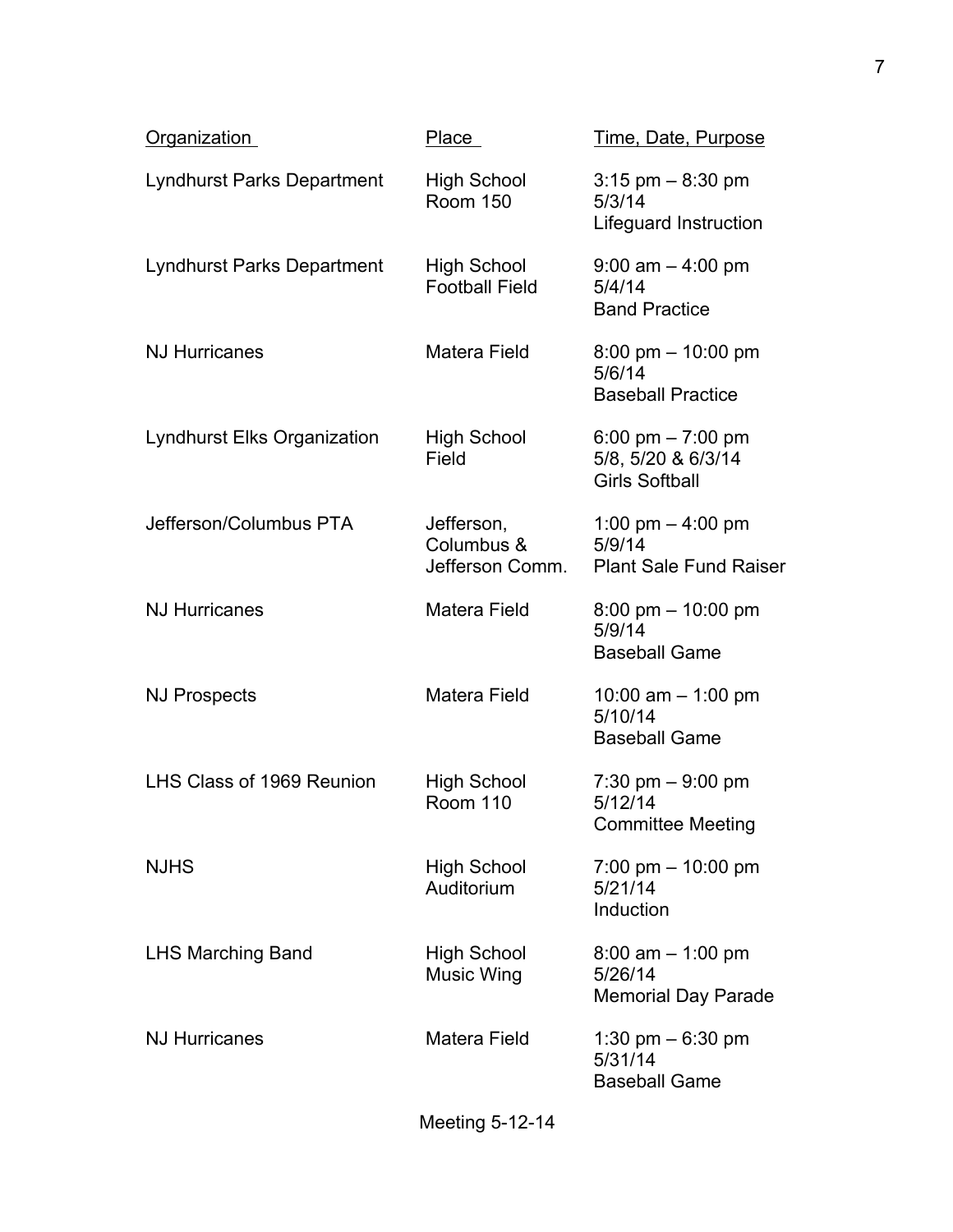| Organization | Place | Time, Date, Purpose |
|---|---|---|
| Lyndhurst Parks Department | High School Room 150 | 3:15 pm – 8:30 pm<br>5/3/14<br>Lifeguard Instruction |
| Lyndhurst Parks Department | High School Football Field | 9:00 am – 4:00 pm<br>5/4/14<br>Band Practice |
| NJ Hurricanes | Matera Field | 8:00 pm – 10:00 pm<br>5/6/14<br>Baseball Practice |
| Lyndhurst Elks Organization | High School Field | 6:00 pm – 7:00 pm<br>5/8, 5/20 & 6/3/14<br>Girls Softball |
| Jefferson/Columbus PTA | Jefferson, Columbus & Jefferson Comm. | 1:00 pm – 4:00 pm<br>5/9/14<br>Plant Sale Fund Raiser |
| NJ Hurricanes | Matera Field | 8:00 pm – 10:00 pm<br>5/9/14<br>Baseball Game |
| NJ Prospects | Matera Field | 10:00 am – 1:00 pm<br>5/10/14<br>Baseball Game |
| LHS Class of 1969 Reunion | High School Room 110 | 7:30 pm – 9:00 pm<br>5/12/14<br>Committee Meeting |
| NJHS | High School Auditorium | 7:00 pm – 10:00 pm<br>5/21/14<br>Induction |
| LHS Marching Band | High School Music Wing | 8:00 am – 1:00 pm<br>5/26/14<br>Memorial Day Parade |
| NJ Hurricanes | Matera Field | 1:30 pm – 6:30 pm<br>5/31/14<br>Baseball Game |

Meeting 5-12-14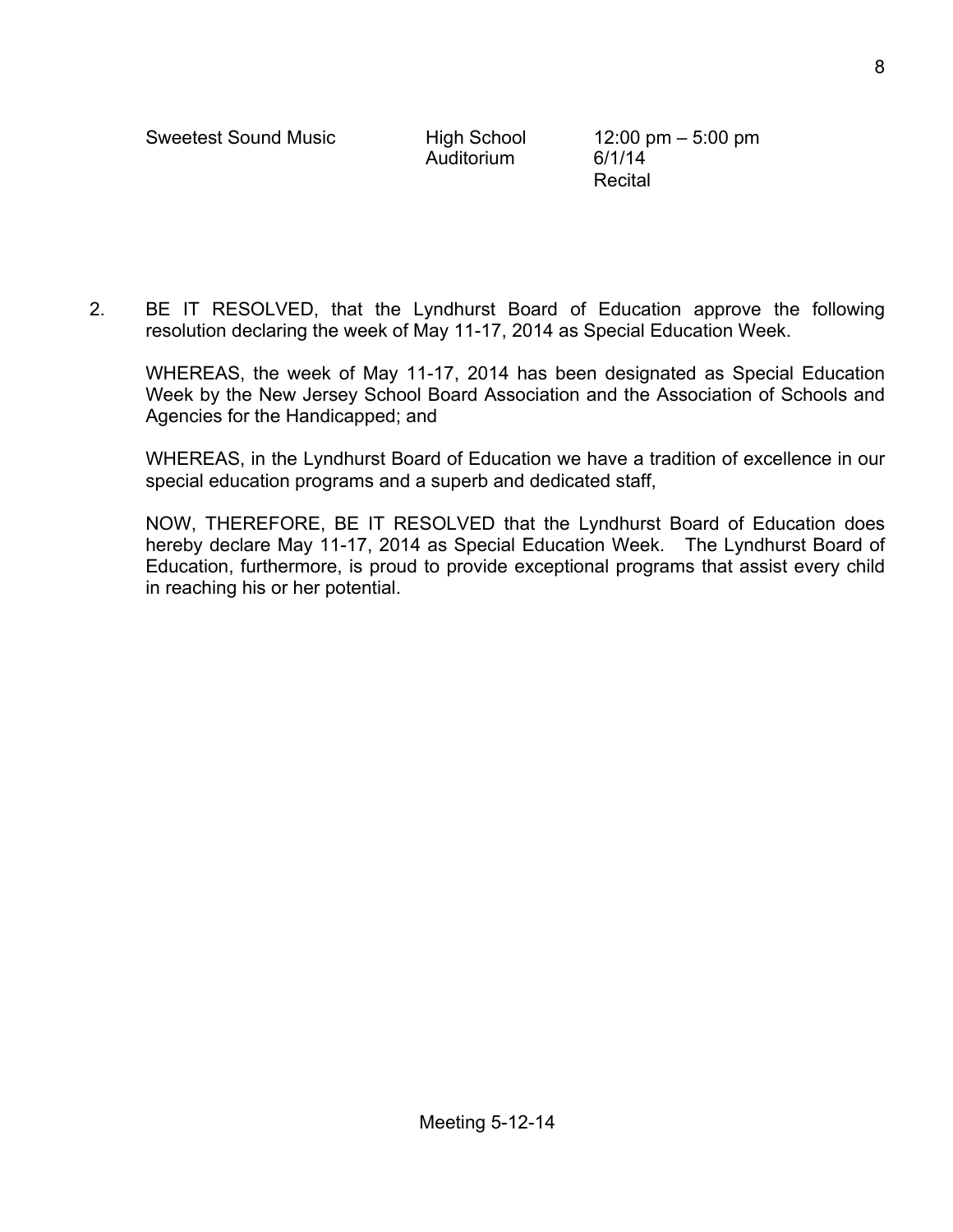| | | |
|---|---|---|
| Sweetest Sound Music | High School Auditorium | 12:00 pm – 5:00 pm 6/1/14 Recital |

2. BE IT RESOLVED, that the Lyndhurst Board of Education approve the following resolution declaring the week of May 11-17, 2014 as Special Education Week.

   WHEREAS, the week of May 11-17, 2014 has been designated as Special Education Week by the New Jersey School Board Association and the Association of Schools and Agencies for the Handicapped; and

   WHEREAS, in the Lyndhurst Board of Education we have a tradition of excellence in our special education programs and a superb and dedicated staff,

   NOW, THEREFORE, BE IT RESOLVED that the Lyndhurst Board of Education does hereby declare May 11-17, 2014 as Special Education Week. The Lyndhurst Board of Education, furthermore, is proud to provide exceptional programs that assist every child in reaching his or her potential.

Meeting 5-12-14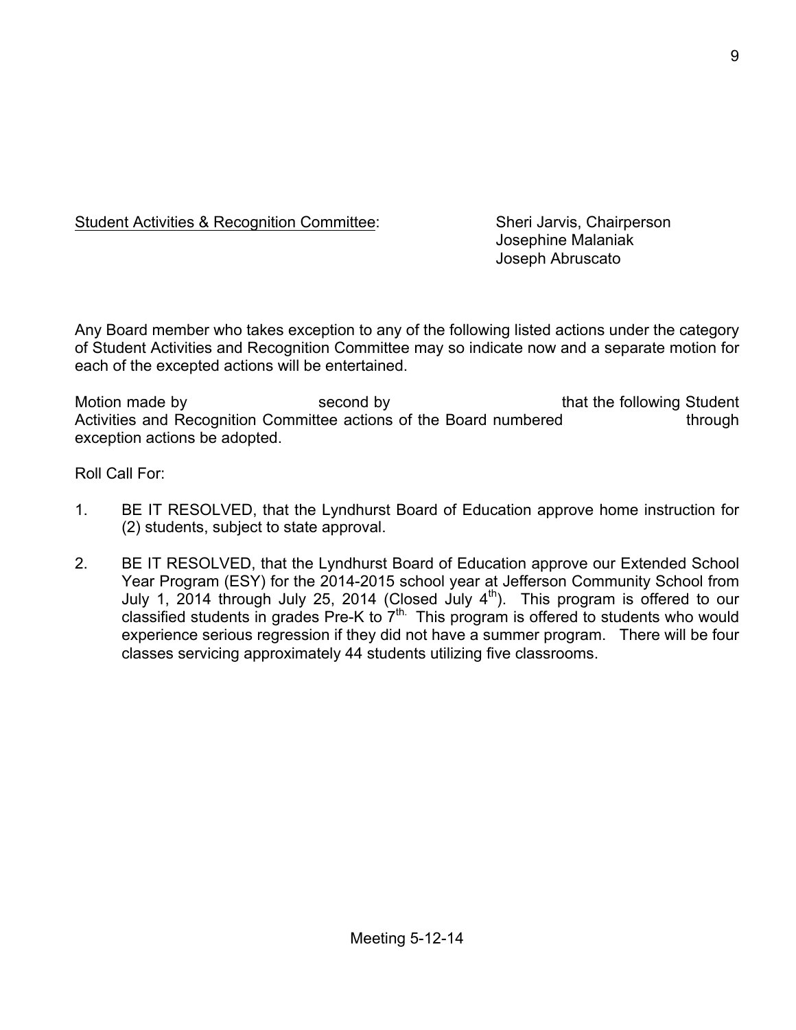Student Activities & Recognition Committee: Sheri Jarvis, Chairperson
Josephine Malaniak
Joseph Abruscato

Any Board member who takes exception to any of the following listed actions under the category of Student Activities and Recognition Committee may so indicate now and a separate motion for each of the excepted actions will be entertained.

Motion made by second by that the following Student Activities and Recognition Committee actions of the Board numbered through exception actions be adopted.

Roll Call For:

1. BE IT RESOLVED, that the Lyndhurst Board of Education approve home instruction for (2) students, subject to state approval.

2. BE IT RESOLVED, that the Lyndhurst Board of Education approve our Extended School Year Program (ESY) for the 2014-2015 school year at Jefferson Community School from July 1, 2014 through July 25, 2014 (Closed July 4th). This program is offered to our classified students in grades Pre-K to 7th. This program is offered to students who would experience serious regression if they did not have a summer program. There will be four classes servicing approximately 44 students utilizing five classrooms.

Meeting 5-12-14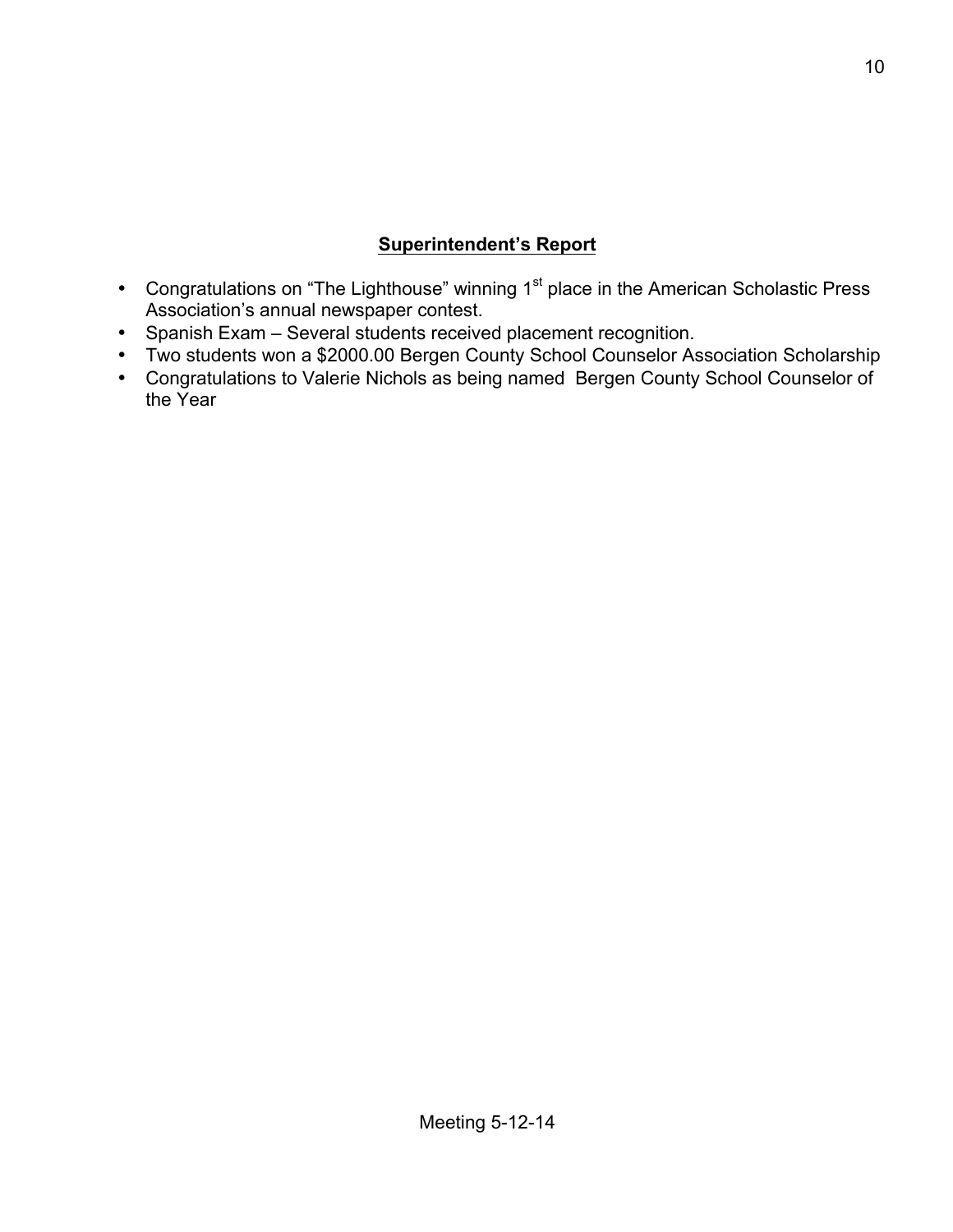## Superintendent's Report

- Congratulations on "The Lighthouse" winning 1st place in the American Scholastic Press Association's annual newspaper contest.
- Spanish Exam – Several students received placement recognition.
- Two students won a $2000.00 Bergen County School Counselor Association Scholarship
- Congratulations to Valerie Nichols as being named Bergen County School Counselor of the Year